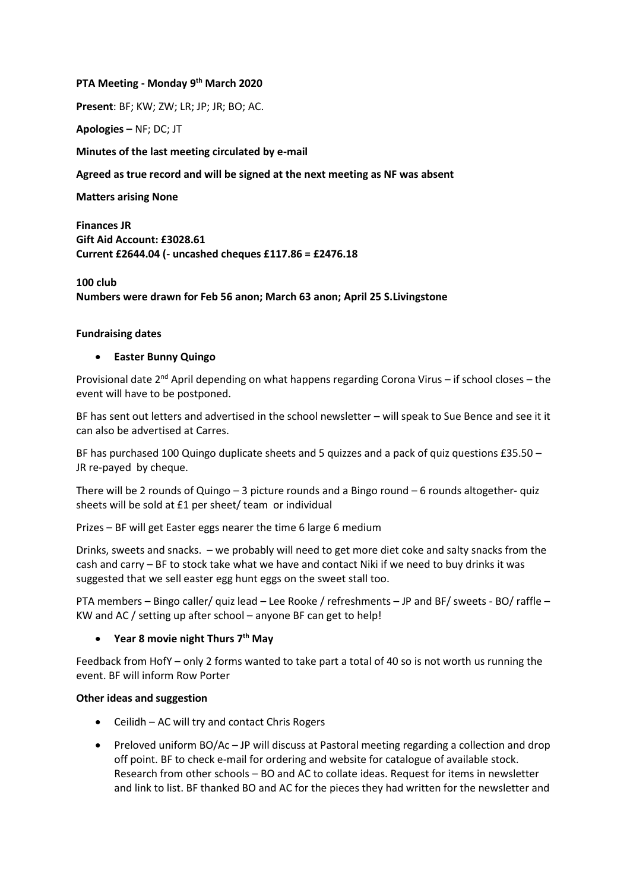**PTA Meeting - Monday 9th March 2020**

**Present**: BF; KW; ZW; LR; JP; JR; BO; AC.

**Apologies –** NF; DC; JT

**Minutes of the last meeting circulated by e-mail**

**Agreed as true record and will be signed at the next meeting as NF was absent**

**Matters arising None**

**Finances JR**
**Gift Aid Account: £3028.61**
**Current £2644.04 (- uncashed cheques £117.86 = £2476.18**

**100 club**
**Numbers were drawn for Feb 56 anon; March 63 anon; April 25 S.Livingstone**

**Fundraising dates**

- **Easter Bunny Quingo**

Provisional date 2nd April depending on what happens regarding Corona Virus – if school closes – the event will have to be postponed.

BF has sent out letters and advertised in the school newsletter – will speak to Sue Bence and see it it can also be advertised at Carres.

BF has purchased 100 Quingo duplicate sheets and 5 quizzes and a pack of quiz questions £35.50 – JR re-payed by cheque.

There will be 2 rounds of Quingo – 3 picture rounds and a Bingo round – 6 rounds altogether- quiz sheets will be sold at £1 per sheet/ team or individual

Prizes – BF will get Easter eggs nearer the time 6 large 6 medium

Drinks, sweets and snacks. – we probably will need to get more diet coke and salty snacks from the cash and carry – BF to stock take what we have and contact Niki if we need to buy drinks it was suggested that we sell easter egg hunt eggs on the sweet stall too.

PTA members – Bingo caller/ quiz lead – Lee Rooke / refreshments – JP and BF/ sweets - BO/ raffle – KW and AC / setting up after school – anyone BF can get to help!

- **Year 8 movie night Thurs 7th May**

Feedback from HofY – only 2 forms wanted to take part a total of 40 so is not worth us running the event. BF will inform Row Porter

**Other ideas and suggestion**

- Ceilidh – AC will try and contact Chris Rogers
- Preloved uniform BO/Ac – JP will discuss at Pastoral meeting regarding a collection and drop off point. BF to check e-mail for ordering and website for catalogue of available stock. Research from other schools – BO and AC to collate ideas. Request for items in newsletter and link to list. BF thanked BO and AC for the pieces they had written for the newsletter and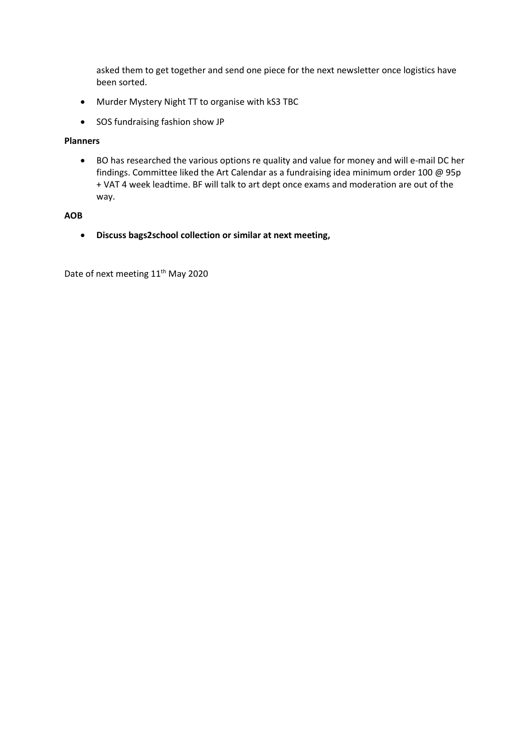asked them to get together and send one piece for the next newsletter once logistics have been sorted.

- Murder Mystery Night TT to organise with kS3 TBC
- SOS fundraising fashion show JP

**Planners**

- BO has researched the various options re quality and value for money and will e-mail DC her findings. Committee liked the Art Calendar as a fundraising idea minimum order 100 @ 95p + VAT 4 week leadtime. BF will talk to art dept once exams and moderation are out of the way.

**AOB**

- **Discuss bags2school collection or similar at next meeting,**

Date of next meeting 11th May 2020